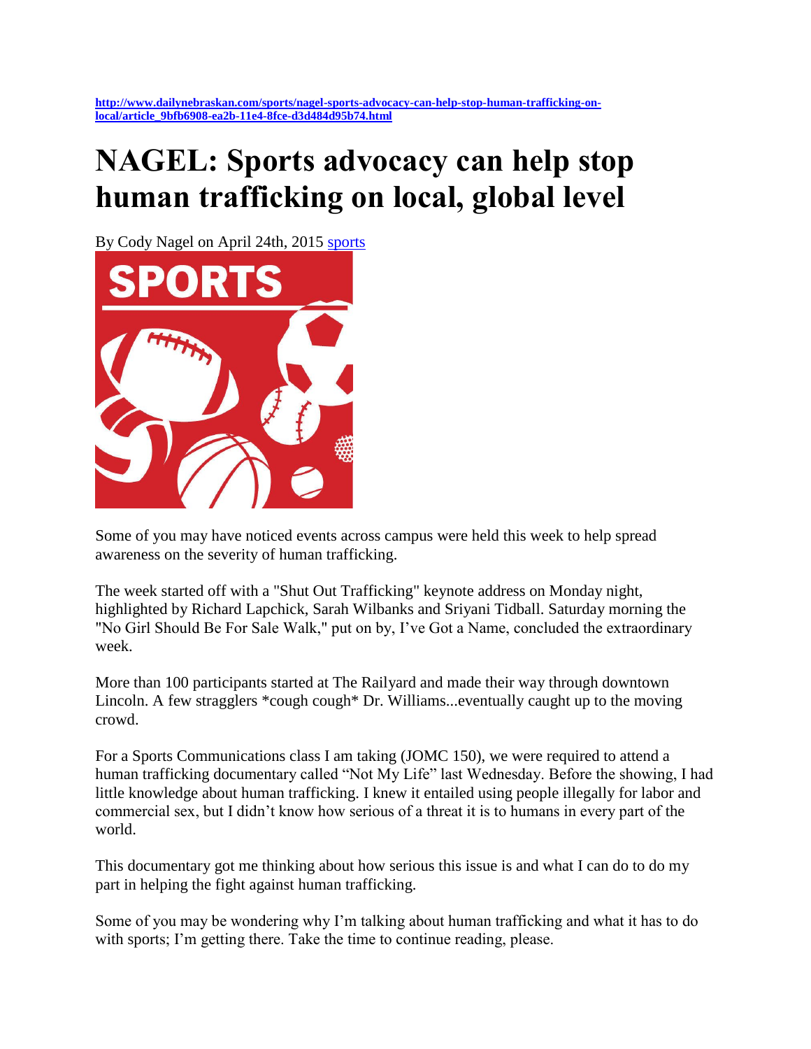http://www.dailynebraskan.com/sports/nagel-sports-advocacy-can-help-stop-human-trafficking-on-local/article_9bfb6908-ea2b-11e4-8fce-d3d484d95b74.html

# NAGEL: Sports advocacy can help stop human trafficking on local, global level

By Cody Nagel on April 24th, 2015 sports

Some of you may have noticed events across campus were held this week to help spread awareness on the severity of human trafficking.

The week started off with a "Shut Out Trafficking" keynote address on Monday night, highlighted by Richard Lapchick, Sarah Wilbanks and Sriyani Tidball. Saturday morning the "No Girl Should Be For Sale Walk," put on by, I've Got a Name, concluded the extraordinary week.

More than 100 participants started at The Railyard and made their way through downtown Lincoln. A few stragglers *cough cough* Dr. Williams...eventually caught up to the moving crowd.

For a Sports Communications class I am taking (JOMC 150), we were required to attend a human trafficking documentary called "Not My Life" last Wednesday. Before the showing, I had little knowledge about human trafficking. I knew it entailed using people illegally for labor and commercial sex, but I didn't know how serious of a threat it is to humans in every part of the world.

This documentary got me thinking about how serious this issue is and what I can do to do my part in helping the fight against human trafficking.

Some of you may be wondering why I'm talking about human trafficking and what it has to do with sports; I'm getting there. Take the time to continue reading, please.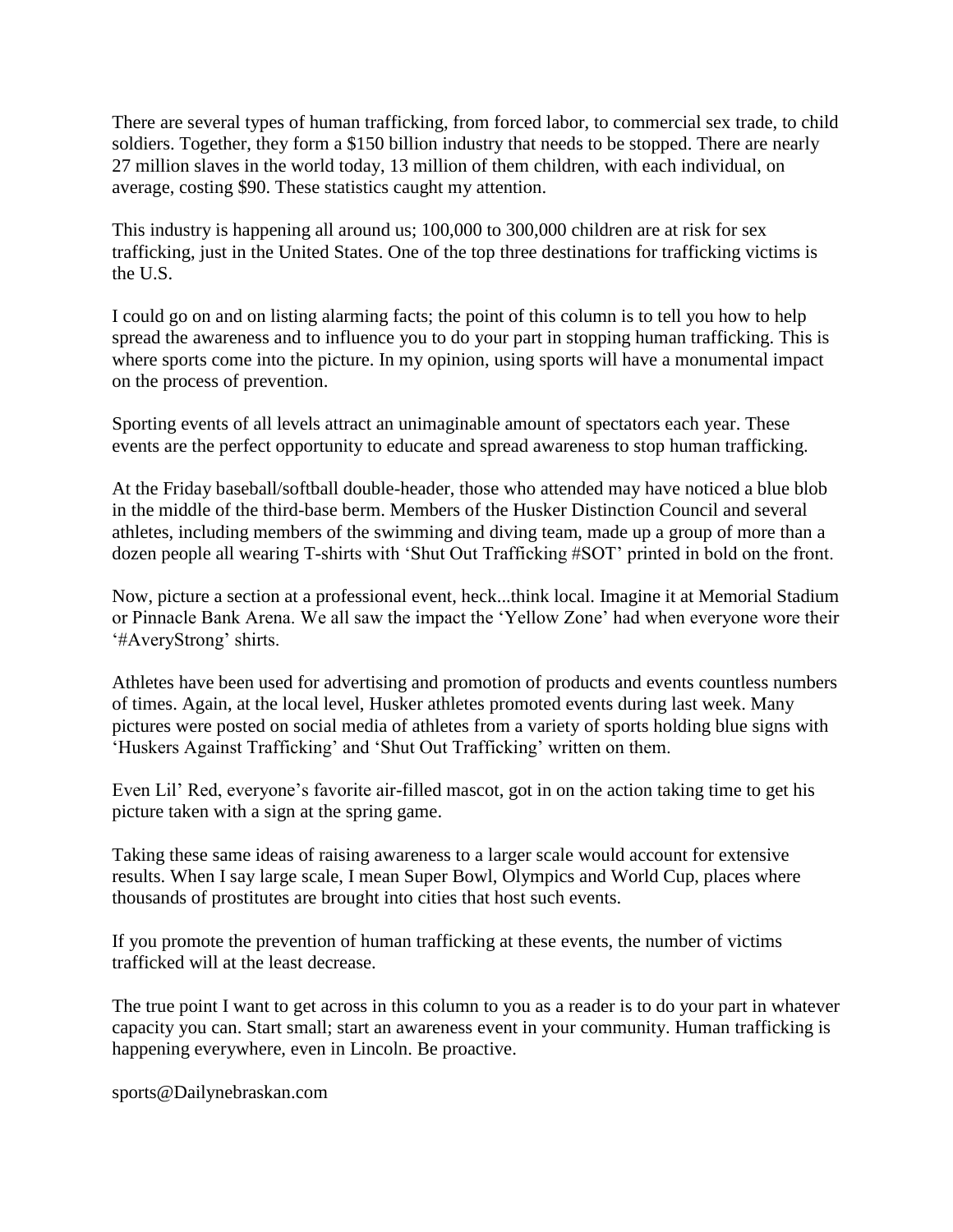There are several types of human trafficking, from forced labor, to commercial sex trade, to child soldiers. Together, they form a $150 billion industry that needs to be stopped. There are nearly 27 million slaves in the world today, 13 million of them children, with each individual, on average, costing $90. These statistics caught my attention.

This industry is happening all around us; 100,000 to 300,000 children are at risk for sex trafficking, just in the United States. One of the top three destinations for trafficking victims is the U.S.

I could go on and on listing alarming facts; the point of this column is to tell you how to help spread the awareness and to influence you to do your part in stopping human trafficking. This is where sports come into the picture. In my opinion, using sports will have a monumental impact on the process of prevention.

Sporting events of all levels attract an unimaginable amount of spectators each year. These events are the perfect opportunity to educate and spread awareness to stop human trafficking.

At the Friday baseball/softball double-header, those who attended may have noticed a blue blob in the middle of the third-base berm. Members of the Husker Distinction Council and several athletes, including members of the swimming and diving team, made up a group of more than a dozen people all wearing T-shirts with 'Shut Out Trafficking #SOT' printed in bold on the front.

Now, picture a section at a professional event, heck...think local. Imagine it at Memorial Stadium or Pinnacle Bank Arena. We all saw the impact the 'Yellow Zone' had when everyone wore their '#AveryStrong' shirts.

Athletes have been used for advertising and promotion of products and events countless numbers of times. Again, at the local level, Husker athletes promoted events during last week. Many pictures were posted on social media of athletes from a variety of sports holding blue signs with 'Huskers Against Trafficking' and 'Shut Out Trafficking' written on them.

Even Lil' Red, everyone's favorite air-filled mascot, got in on the action taking time to get his picture taken with a sign at the spring game.

Taking these same ideas of raising awareness to a larger scale would account for extensive results. When I say large scale, I mean Super Bowl, Olympics and World Cup, places where thousands of prostitutes are brought into cities that host such events.

If you promote the prevention of human trafficking at these events, the number of victims trafficked will at the least decrease.

The true point I want to get across in this column to you as a reader is to do your part in whatever capacity you can. Start small; start an awareness event in your community. Human trafficking is happening everywhere, even in Lincoln. Be proactive.

sports@Dailynebraskan.com